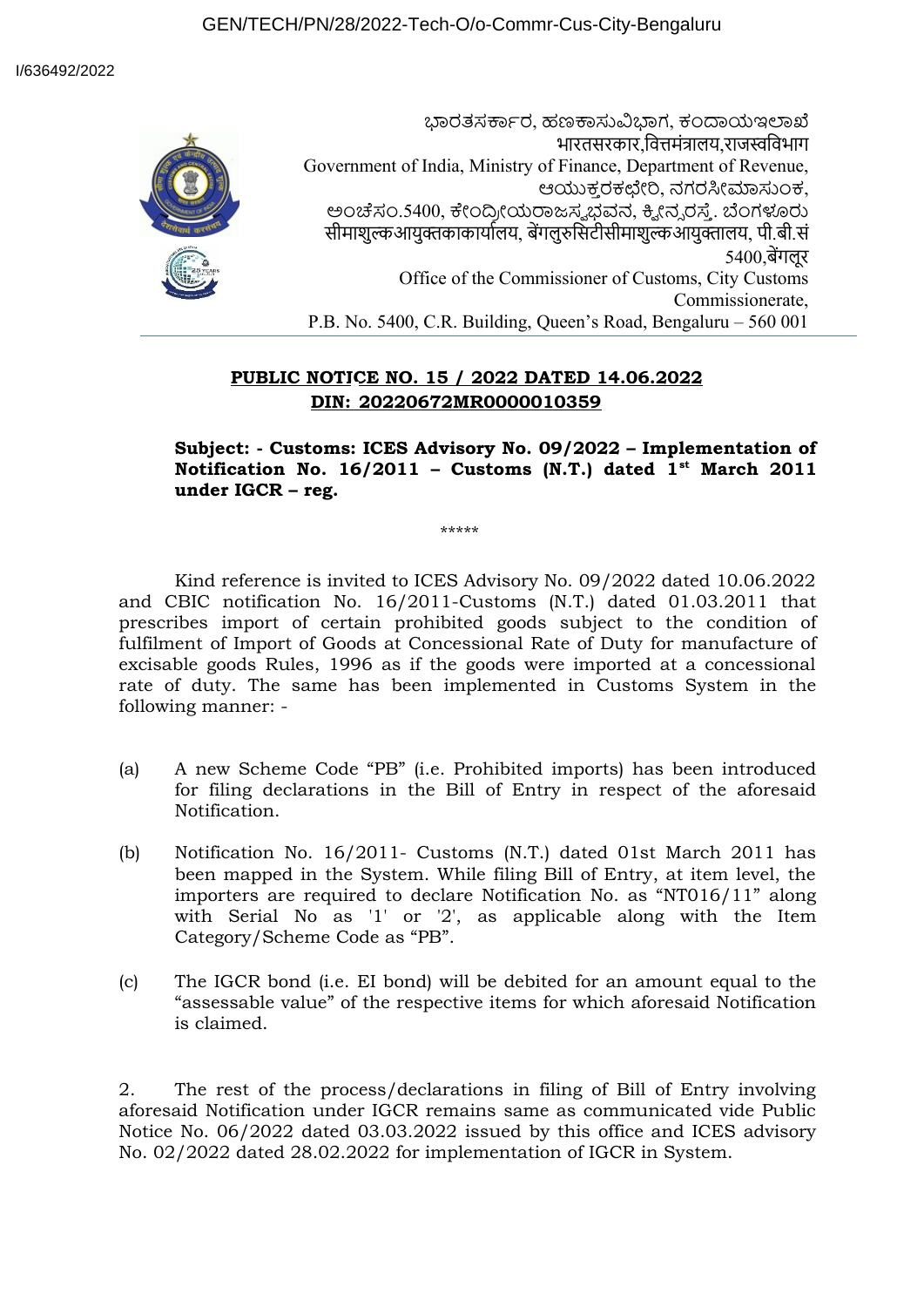GEN/TECH/PN/28/2022-Tech-O/o-Commr-Cus-City-Bengaluru

I/636492/2022

ಭಾರತಸರ್ಕಾರ, ಹಣಕಾಸುವಿಭಾಗ, ಕಂದಾಯಇಲಾಖೆ
भारतसरकार,वित्तमंत्रालय,राजस्वविभाग
Government of India, Ministry of Finance, Department of Revenue,
ಆಯುಕ್ತರಕಛೇರಿ, ನಗರಸೀಮಾಸುಂಕ,
ಅಂಚೆಸಂ.5400, ಕೇಂದ್ರೀಯರಾಜಸ್ವಭವನ, ಕ್ವೀನ್ಸರಸ್ತೆ. ಬೆಂಗಳೂರು
सीमाशुल्कआयुक्तकाकार्यालय, बेंगलुरुसिटीसीमाशुल्कआयुक्तालय, पी.बी.सं 5400,बेंगलूर
Office of the Commissioner of Customs, City Customs Commissionerate,
P.B. No. 5400, C.R. Building, Queen's Road, Bengaluru – 560 001

**PUBLIC NOTICE NO. 15 / 2022 DATED 14.06.2022**
**DIN: 20220672MR0000010359**

**Subject: - Customs: ICES Advisory No. 09/2022 – Implementation of Notification No. 16/2011 – Customs (N.T.) dated 1st March 2011 under IGCR – reg.**

*****

Kind reference is invited to ICES Advisory No. 09/2022 dated 10.06.2022 and CBIC notification No. 16/2011-Customs (N.T.) dated 01.03.2011 that prescribes import of certain prohibited goods subject to the condition of fulfilment of Import of Goods at Concessional Rate of Duty for manufacture of excisable goods Rules, 1996 as if the goods were imported at a concessional rate of duty. The same has been implemented in Customs System in the following manner: -

(a) A new Scheme Code "PB" (i.e. Prohibited imports) has been introduced for filing declarations in the Bill of Entry in respect of the aforesaid Notification.

(b) Notification No. 16/2011- Customs (N.T.) dated 01st March 2011 has been mapped in the System. While filing Bill of Entry, at item level, the importers are required to declare Notification No. as "NT016/11" along with Serial No as '1' or '2', as applicable along with the Item Category/Scheme Code as "PB".

(c) The IGCR bond (i.e. EI bond) will be debited for an amount equal to the "assessable value" of the respective items for which aforesaid Notification is claimed.

2. The rest of the process/declarations in filing of Bill of Entry involving aforesaid Notification under IGCR remains same as communicated vide Public Notice No. 06/2022 dated 03.03.2022 issued by this office and ICES advisory No. 02/2022 dated 28.02.2022 for implementation of IGCR in System.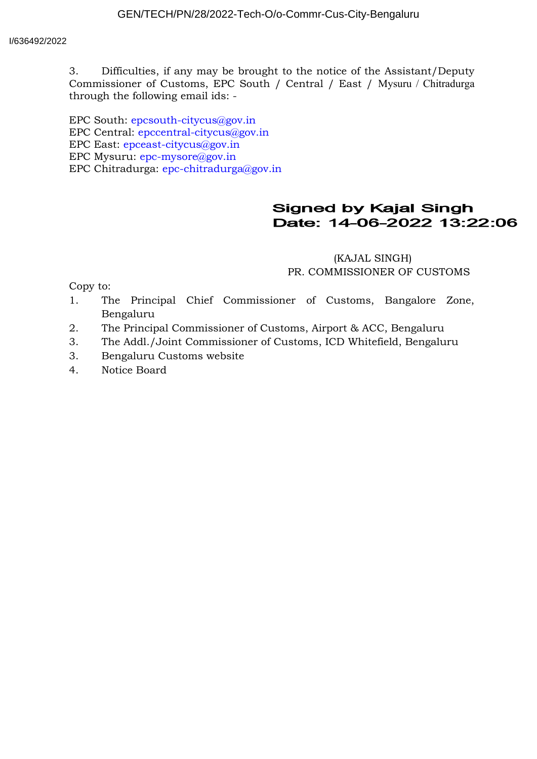3. Difficulties, if any may be brought to the notice of the Assistant/Deputy Commissioner of Customs, EPC South / Central / East / Mysuru / Chitradurga through the following email ids: -

EPC South: epcsouth-citycus@gov.in
EPC Central: epccentral-citycus@gov.in
EPC East: epceast-citycus@gov.in
EPC Mysuru: epc-mysore@gov.in
EPC Chitradurga: epc-chitradurga@gov.in

**Signed by Kajal Singh**
**Date: 14-06-2022 13:22:06**

(KAJAL SINGH)
PR. COMMISSIONER OF CUSTOMS

Copy to:

1. The Principal Chief Commissioner of Customs, Bangalore Zone, Bengaluru
2. The Principal Commissioner of Customs, Airport & ACC, Bengaluru
3. The Addl./Joint Commissioner of Customs, ICD Whitefield, Bengaluru
3. Bengaluru Customs website
4. Notice Board